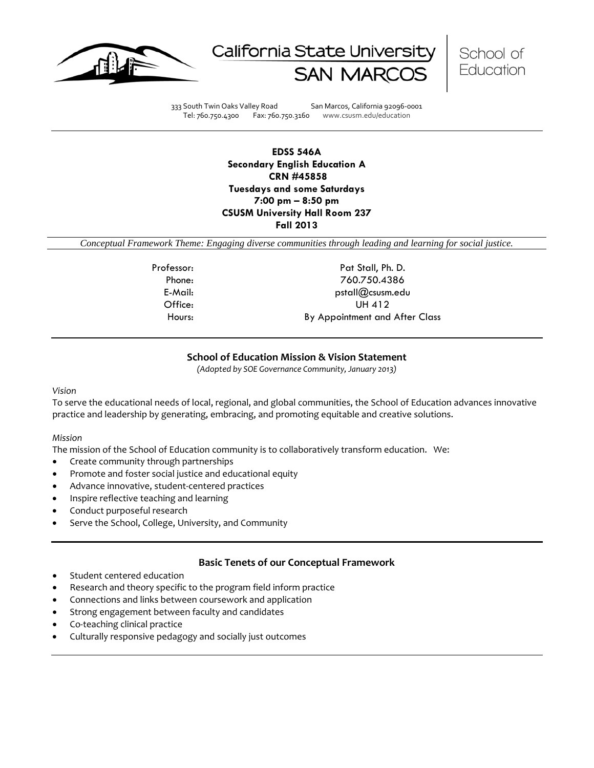California State University SAN MARCOS | School of Education

333 South Twin Oaks Valley Road San Marcos, California 92096-0001
Tel: 760.750.4300 Fax: 760.750.3160 www.csusm.edu/education

**EDSS 546A**
**Secondary English Education A**
**CRN #45858**
**Tuesdays and some Saturdays**
**7:00 pm – 8:50 pm**
**CSUSM University Hall Room 237**
**Fall 2013**

*Conceptual Framework Theme: Engaging diverse communities through leading and learning for social justice.*

| | |
|---|---|
| Professor: | Pat Stall, Ph. D. |
| Phone: | 760.750.4386 |
| E-Mail: | pstall@csusm.edu |
| Office: | UH 412 |
| Hours: | By Appointment and After Class |

## School of Education Mission & Vision Statement

*(Adopted by SOE Governance Community, January 2013)*

*Vision*

To serve the educational needs of local, regional, and global communities, the School of Education advances innovative practice and leadership by generating, embracing, and promoting equitable and creative solutions.

*Mission*

The mission of the School of Education community is to collaboratively transform education. We:

- Create community through partnerships
- Promote and foster social justice and educational equity
- Advance innovative, student-centered practices
- Inspire reflective teaching and learning
- Conduct purposeful research
- Serve the School, College, University, and Community

## Basic Tenets of our Conceptual Framework

- Student centered education
- Research and theory specific to the program field inform practice
- Connections and links between coursework and application
- Strong engagement between faculty and candidates
- Co-teaching clinical practice
- Culturally responsive pedagogy and socially just outcomes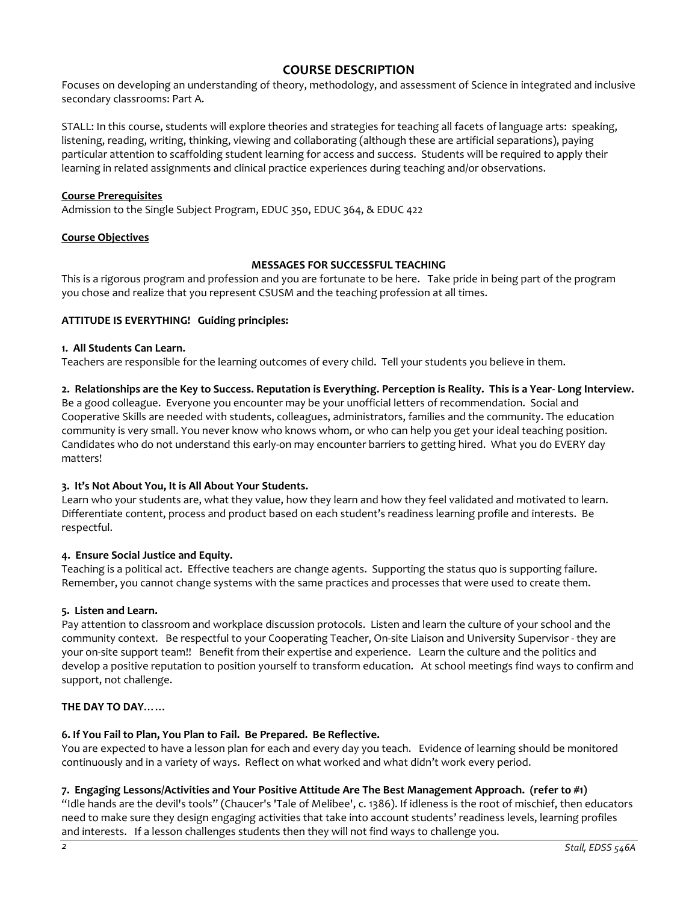## COURSE DESCRIPTION

Focuses on developing an understanding of theory, methodology, and assessment of Science in integrated and inclusive secondary classrooms: Part A.

STALL: In this course, students will explore theories and strategies for teaching all facets of language arts: speaking, listening, reading, writing, thinking, viewing and collaborating (although these are artificial separations), paying particular attention to scaffolding student learning for access and success. Students will be required to apply their learning in related assignments and clinical practice experiences during teaching and/or observations.

**Course Prerequisites**

Admission to the Single Subject Program, EDUC 350, EDUC 364, & EDUC 422

**Course Objectives**

### MESSAGES FOR SUCCESSFUL TEACHING

This is a rigorous program and profession and you are fortunate to be here. Take pride in being part of the program you chose and realize that you represent CSUSM and the teaching profession at all times.

**ATTITUDE IS EVERYTHING! Guiding principles:**

**1. All Students Can Learn.**

Teachers are responsible for the learning outcomes of every child. Tell your students you believe in them.

**2. Relationships are the Key to Success. Reputation is Everything. Perception is Reality. This is a Year- Long Interview.**

Be a good colleague. Everyone you encounter may be your unofficial letters of recommendation. Social and Cooperative Skills are needed with students, colleagues, administrators, families and the community. The education community is very small. You never know who knows whom, or who can help you get your ideal teaching position. Candidates who do not understand this early-on may encounter barriers to getting hired. What you do EVERY day matters!

**3. It's Not About You, It is All About Your Students.**

Learn who your students are, what they value, how they learn and how they feel validated and motivated to learn. Differentiate content, process and product based on each student's readiness learning profile and interests. Be respectful.

**4. Ensure Social Justice and Equity.**

Teaching is a political act. Effective teachers are change agents. Supporting the status quo is supporting failure. Remember, you cannot change systems with the same practices and processes that were used to create them.

**5. Listen and Learn.**

Pay attention to classroom and workplace discussion protocols. Listen and learn the culture of your school and the community context. Be respectful to your Cooperating Teacher, On-site Liaison and University Supervisor - they are your on-site support team!! Benefit from their expertise and experience. Learn the culture and the politics and develop a positive reputation to position yourself to transform education. At school meetings find ways to confirm and support, not challenge.

**THE DAY TO DAY……**

**6. If You Fail to Plan, You Plan to Fail. Be Prepared. Be Reflective.**

You are expected to have a lesson plan for each and every day you teach. Evidence of learning should be monitored continuously and in a variety of ways. Reflect on what worked and what didn't work every period.

**7. Engaging Lessons/Activities and Your Positive Attitude Are The Best Management Approach. (refer to #1)**

"Idle hands are the devil's tools" (Chaucer's 'Tale of Melibee', c. 1386). If idleness is the root of mischief, then educators need to make sure they design engaging activities that take into account students' readiness levels, learning profiles and interests. If a lesson challenges students then they will not find ways to challenge you.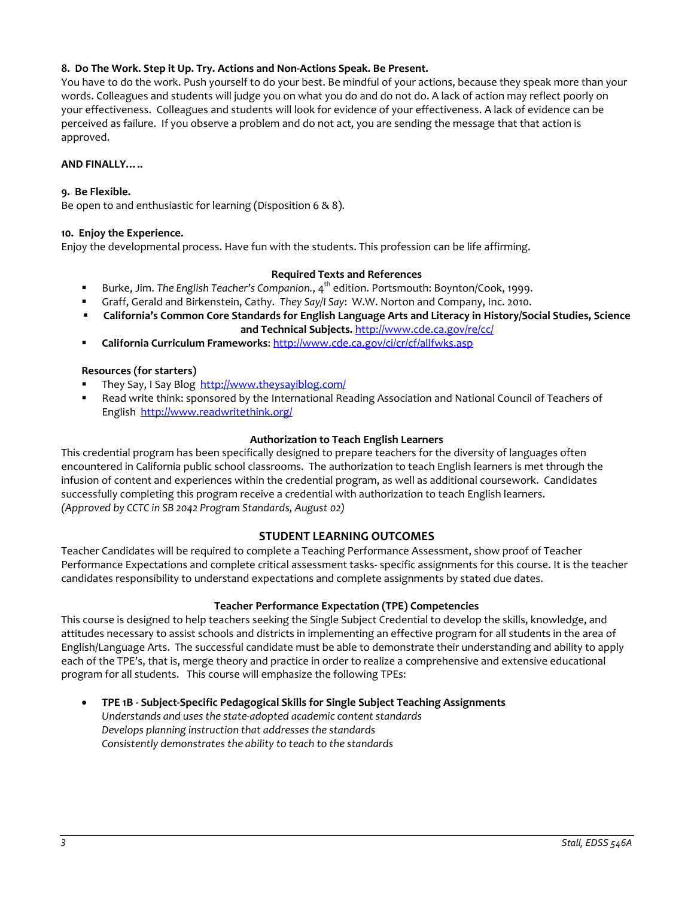**8. Do The Work. Step it Up. Try. Actions and Non-Actions Speak. Be Present.**
You have to do the work. Push yourself to do your best. Be mindful of your actions, because they speak more than your words. Colleagues and students will judge you on what you do and do not do. A lack of action may reflect poorly on your effectiveness. Colleagues and students will look for evidence of your effectiveness. A lack of evidence can be perceived as failure. If you observe a problem and do not act, you are sending the message that that action is approved.

**AND FINALLY…..**

**9. Be Flexible.**
Be open to and enthusiastic for learning (Disposition 6 & 8).

**10. Enjoy the Experience.**
Enjoy the developmental process. Have fun with the students. This profession can be life affirming.

### Required Texts and References

- Burke, Jim. *The English Teacher's Companion.*, 4th edition. Portsmouth: Boynton/Cook, 1999.
- Graff, Gerald and Birkenstein, Cathy. *They Say/I Say*: W.W. Norton and Company, Inc. 2010.
- **California's Common Core Standards for English Language Arts and Literacy in History/Social Studies, Science and Technical Subjects.** http://www.cde.ca.gov/re/cc/
- **California Curriculum Frameworks**: http://www.cde.ca.gov/ci/cr/cf/allfwks.asp

**Resources (for starters)**

- They Say, I Say Blog http://www.theysayiblog.com/
- Read write think: sponsored by the International Reading Association and National Council of Teachers of English http://www.readwritethink.org/

### Authorization to Teach English Learners

This credential program has been specifically designed to prepare teachers for the diversity of languages often encountered in California public school classrooms. The authorization to teach English learners is met through the infusion of content and experiences within the credential program, as well as additional coursework. Candidates successfully completing this program receive a credential with authorization to teach English learners.
*(Approved by CCTC in SB 2042 Program Standards, August 02)*

## STUDENT LEARNING OUTCOMES

Teacher Candidates will be required to complete a Teaching Performance Assessment, show proof of Teacher Performance Expectations and complete critical assessment tasks- specific assignments for this course. It is the teacher candidates responsibility to understand expectations and complete assignments by stated due dates.

### Teacher Performance Expectation (TPE) Competencies

This course is designed to help teachers seeking the Single Subject Credential to develop the skills, knowledge, and attitudes necessary to assist schools and districts in implementing an effective program for all students in the area of English/Language Arts. The successful candidate must be able to demonstrate their understanding and ability to apply each of the TPE's, that is, merge theory and practice in order to realize a comprehensive and extensive educational program for all students. This course will emphasize the following TPEs:

- **TPE 1B - Subject-Specific Pedagogical Skills for Single Subject Teaching Assignments**
  *Understands and uses the state-adopted academic content standards*
  *Develops planning instruction that addresses the standards*
  *Consistently demonstrates the ability to teach to the standards*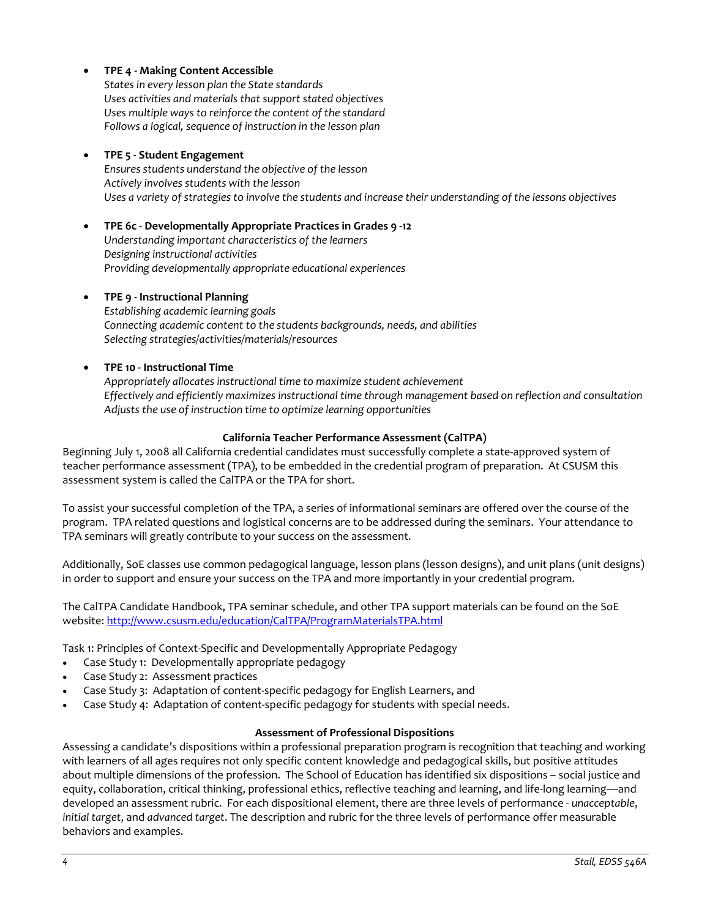- **TPE 4 - Making Content Accessible**
  *States in every lesson plan the State standards*
  *Uses activities and materials that support stated objectives*
  *Uses multiple ways to reinforce the content of the standard*
  *Follows a logical, sequence of instruction in the lesson plan*

- **TPE 5 - Student Engagement**
  *Ensures students understand the objective of the lesson*
  *Actively involves students with the lesson*
  *Uses a variety of strategies to involve the students and increase their understanding of the lessons objectives*

- **TPE 6c - Developmentally Appropriate Practices in Grades 9 -12**
  *Understanding important characteristics of the learners*
  *Designing instructional activities*
  *Providing developmentally appropriate educational experiences*

- **TPE 9 - Instructional Planning**
  *Establishing academic learning goals*
  *Connecting academic content to the students backgrounds, needs, and abilities*
  *Selecting strategies/activities/materials/resources*

- **TPE 10 - Instructional Time**
  *Appropriately allocates instructional time to maximize student achievement*
  *Effectively and efficiently maximizes instructional time through management based on reflection and consultation*
  *Adjusts the use of instruction time to optimize learning opportunities*

### California Teacher Performance Assessment (CalTPA)

Beginning July 1, 2008 all California credential candidates must successfully complete a state-approved system of teacher performance assessment (TPA), to be embedded in the credential program of preparation. At CSUSM this assessment system is called the CalTPA or the TPA for short.

To assist your successful completion of the TPA, a series of informational seminars are offered over the course of the program. TPA related questions and logistical concerns are to be addressed during the seminars. Your attendance to TPA seminars will greatly contribute to your success on the assessment.

Additionally, SoE classes use common pedagogical language, lesson plans (lesson designs), and unit plans (unit designs) in order to support and ensure your success on the TPA and more importantly in your credential program.

The CalTPA Candidate Handbook, TPA seminar schedule, and other TPA support materials can be found on the SoE website: http://www.csusm.edu/education/CalTPA/ProgramMaterialsTPA.html

Task 1: Principles of Context-Specific and Developmentally Appropriate Pedagogy

- Case Study 1: Developmentally appropriate pedagogy
- Case Study 2: Assessment practices
- Case Study 3: Adaptation of content-specific pedagogy for English Learners, and
- Case Study 4: Adaptation of content-specific pedagogy for students with special needs.

### Assessment of Professional Dispositions

Assessing a candidate's dispositions within a professional preparation program is recognition that teaching and working with learners of all ages requires not only specific content knowledge and pedagogical skills, but positive attitudes about multiple dimensions of the profession. The School of Education has identified six dispositions – social justice and equity, collaboration, critical thinking, professional ethics, reflective teaching and learning, and life-long learning—and developed an assessment rubric. For each dispositional element, there are three levels of performance - *unacceptable*, *initial target*, and *advanced target*. The description and rubric for the three levels of performance offer measurable behaviors and examples.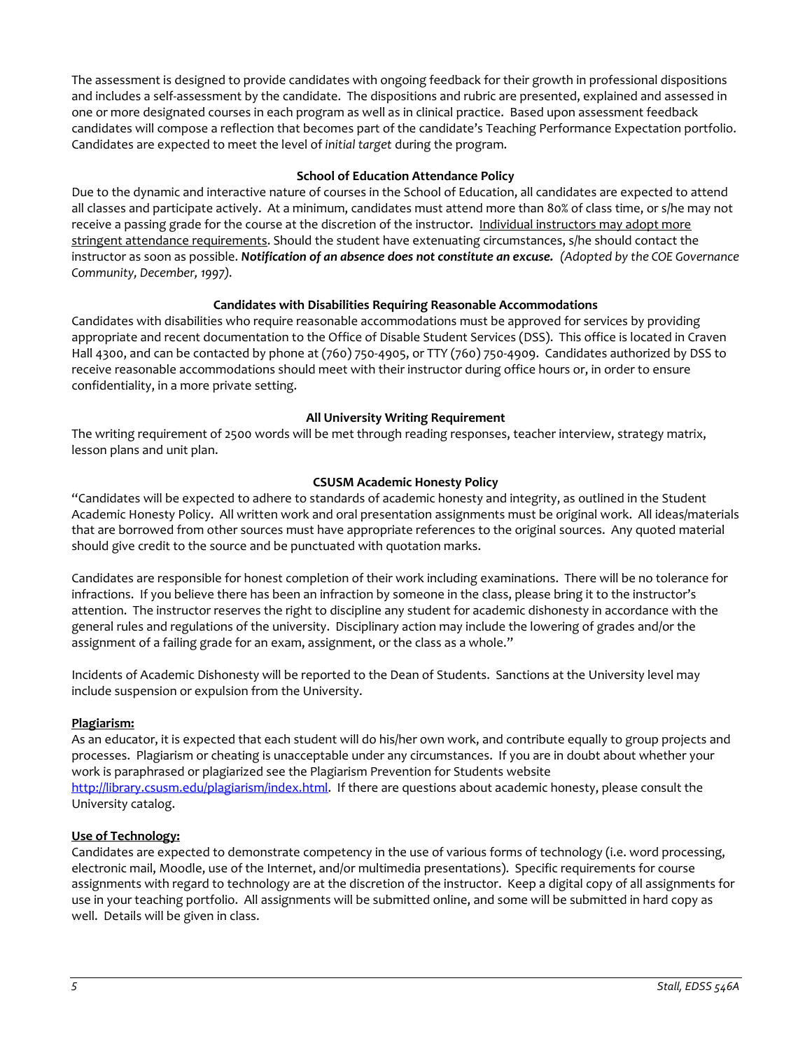The assessment is designed to provide candidates with ongoing feedback for their growth in professional dispositions and includes a self-assessment by the candidate. The dispositions and rubric are presented, explained and assessed in one or more designated courses in each program as well as in clinical practice. Based upon assessment feedback candidates will compose a reflection that becomes part of the candidate's Teaching Performance Expectation portfolio. Candidates are expected to meet the level of *initial target* during the program.

### School of Education Attendance Policy

Due to the dynamic and interactive nature of courses in the School of Education, all candidates are expected to attend all classes and participate actively. At a minimum, candidates must attend more than 80% of class time, or s/he may not receive a passing grade for the course at the discretion of the instructor. <u>Individual instructors may adopt more stringent attendance requirements</u>. Should the student have extenuating circumstances, s/he should contact the instructor as soon as possible. ***Notification of an absence does not constitute an excuse.*** *(Adopted by the COE Governance Community, December, 1997).*

### Candidates with Disabilities Requiring Reasonable Accommodations

Candidates with disabilities who require reasonable accommodations must be approved for services by providing appropriate and recent documentation to the Office of Disable Student Services (DSS). This office is located in Craven Hall 4300, and can be contacted by phone at (760) 750-4905, or TTY (760) 750-4909. Candidates authorized by DSS to receive reasonable accommodations should meet with their instructor during office hours or, in order to ensure confidentiality, in a more private setting.

### All University Writing Requirement

The writing requirement of 2500 words will be met through reading responses, teacher interview, strategy matrix, lesson plans and unit plan.

### CSUSM Academic Honesty Policy

"Candidates will be expected to adhere to standards of academic honesty and integrity, as outlined in the Student Academic Honesty Policy. All written work and oral presentation assignments must be original work. All ideas/materials that are borrowed from other sources must have appropriate references to the original sources. Any quoted material should give credit to the source and be punctuated with quotation marks.

Candidates are responsible for honest completion of their work including examinations. There will be no tolerance for infractions. If you believe there has been an infraction by someone in the class, please bring it to the instructor's attention. The instructor reserves the right to discipline any student for academic dishonesty in accordance with the general rules and regulations of the university. Disciplinary action may include the lowering of grades and/or the assignment of a failing grade for an exam, assignment, or the class as a whole."

Incidents of Academic Dishonesty will be reported to the Dean of Students. Sanctions at the University level may include suspension or expulsion from the University.

**<u>Plagiarism:</u>**

As an educator, it is expected that each student will do his/her own work, and contribute equally to group projects and processes. Plagiarism or cheating is unacceptable under any circumstances. If you are in doubt about whether your work is paraphrased or plagiarized see the Plagiarism Prevention for Students website http://library.csusm.edu/plagiarism/index.html. If there are questions about academic honesty, please consult the University catalog.

**<u>Use of Technology:</u>**

Candidates are expected to demonstrate competency in the use of various forms of technology (i.e. word processing, electronic mail, Moodle, use of the Internet, and/or multimedia presentations). Specific requirements for course assignments with regard to technology are at the discretion of the instructor. Keep a digital copy of all assignments for use in your teaching portfolio. All assignments will be submitted online, and some will be submitted in hard copy as well. Details will be given in class.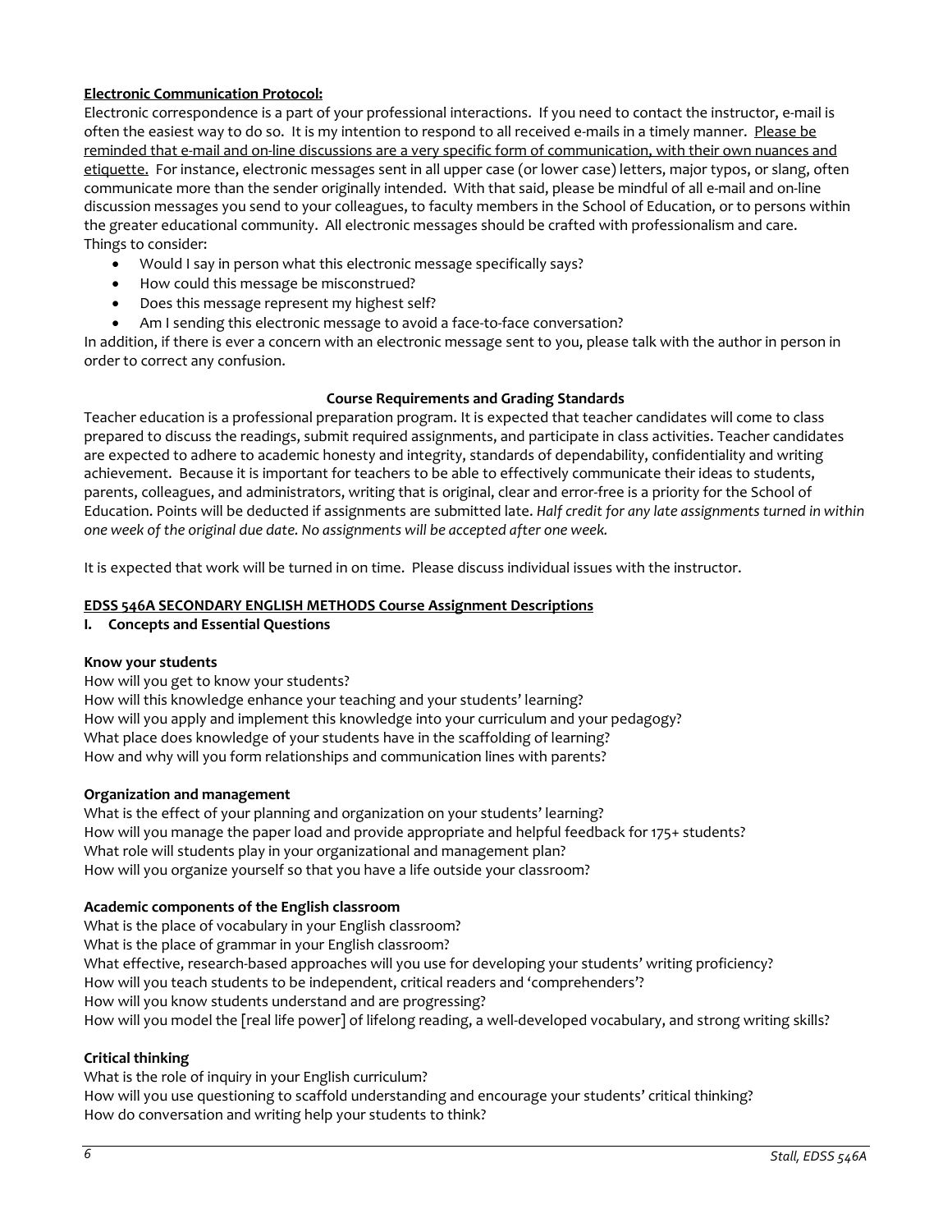**<u>Electronic Communication Protocol:</u>**

Electronic correspondence is a part of your professional interactions. If you need to contact the instructor, e-mail is often the easiest way to do so. It is my intention to respond to all received e-mails in a timely manner. <u>Please be reminded that e-mail and on-line discussions are a very specific form of communication, with their own nuances and etiquette.</u> For instance, electronic messages sent in all upper case (or lower case) letters, major typos, or slang, often communicate more than the sender originally intended. With that said, please be mindful of all e-mail and on-line discussion messages you send to your colleagues, to faculty members in the School of Education, or to persons within the greater educational community. All electronic messages should be crafted with professionalism and care.

Things to consider:

- Would I say in person what this electronic message specifically says?
- How could this message be misconstrued?
- Does this message represent my highest self?
- Am I sending this electronic message to avoid a face-to-face conversation?

In addition, if there is ever a concern with an electronic message sent to you, please talk with the author in person in order to correct any confusion.

## Course Requirements and Grading Standards

Teacher education is a professional preparation program. It is expected that teacher candidates will come to class prepared to discuss the readings, submit required assignments, and participate in class activities. Teacher candidates are expected to adhere to academic honesty and integrity, standards of dependability, confidentiality and writing achievement. Because it is important for teachers to be able to effectively communicate their ideas to students, parents, colleagues, and administrators, writing that is original, clear and error-free is a priority for the School of Education. Points will be deducted if assignments are submitted late. *Half credit for any late assignments turned in within one week of the original due date. No assignments will be accepted after one week.*

It is expected that work will be turned in on time. Please discuss individual issues with the instructor.

**<u>EDSS 546A SECONDARY ENGLISH METHODS Course Assignment Descriptions</u>**

**I. Concepts and Essential Questions**

**Know your students**

How will you get to know your students?
How will this knowledge enhance your teaching and your students' learning?
How will you apply and implement this knowledge into your curriculum and your pedagogy?
What place does knowledge of your students have in the scaffolding of learning?
How and why will you form relationships and communication lines with parents?

**Organization and management**

What is the effect of your planning and organization on your students' learning?
How will you manage the paper load and provide appropriate and helpful feedback for 175+ students?
What role will students play in your organizational and management plan?
How will you organize yourself so that you have a life outside your classroom?

**Academic components of the English classroom**

What is the place of vocabulary in your English classroom?
What is the place of grammar in your English classroom?
What effective, research-based approaches will you use for developing your students' writing proficiency?
How will you teach students to be independent, critical readers and 'comprehenders'?
How will you know students understand and are progressing?
How will you model the [real life power] of lifelong reading, a well-developed vocabulary, and strong writing skills?

**Critical thinking**

What is the role of inquiry in your English curriculum?
How will you use questioning to scaffold understanding and encourage your students' critical thinking?
How do conversation and writing help your students to think?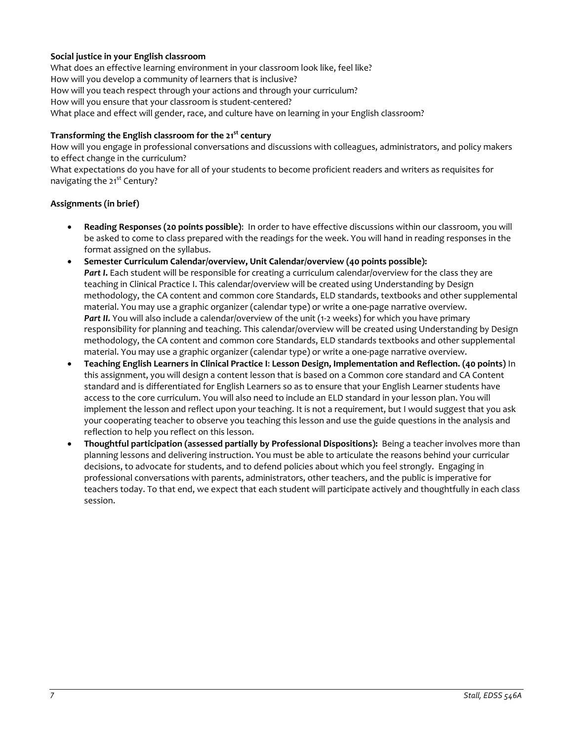**Social justice in your English classroom**

What does an effective learning environment in your classroom look like, feel like?
How will you develop a community of learners that is inclusive?
How will you teach respect through your actions and through your curriculum?
How will you ensure that your classroom is student-centered?
What place and effect will gender, race, and culture have on learning in your English classroom?

**Transforming the English classroom for the 21st century**

How will you engage in professional conversations and discussions with colleagues, administrators, and policy makers to effect change in the curriculum?
What expectations do you have for all of your students to become proficient readers and writers as requisites for navigating the 21st Century?

**Assignments (in brief)**

- **Reading Responses (20 points possible)**: In order to have effective discussions within our classroom, you will be asked to come to class prepared with the readings for the week. You will hand in reading responses in the format assigned on the syllabus.
- **Semester Curriculum Calendar/overview, Unit Calendar/overview (40 points possible):**
  ***Part I.*** Each student will be responsible for creating a curriculum calendar/overview for the class they are teaching in Clinical Practice I. This calendar/overview will be created using Understanding by Design methodology, the CA content and common core Standards, ELD standards, textbooks and other supplemental material. You may use a graphic organizer (calendar type) or write a one-page narrative overview.
  ***Part II.*** You will also include a calendar/overview of the unit (1-2 weeks) for which you have primary responsibility for planning and teaching. This calendar/overview will be created using Understanding by Design methodology, the CA content and common core Standards, ELD standards textbooks and other supplemental material. You may use a graphic organizer (calendar type) or write a one-page narrative overview.
- **Teaching English Learners in Clinical Practice I: Lesson Design, Implementation and Reflection. (40 points)** In this assignment, you will design a content lesson that is based on a Common core standard and CA Content standard and is differentiated for English Learners so as to ensure that your English Learner students have access to the core curriculum. You will also need to include an ELD standard in your lesson plan. You will implement the lesson and reflect upon your teaching. It is not a requirement, but I would suggest that you ask your cooperating teacher to observe you teaching this lesson and use the guide questions in the analysis and reflection to help you reflect on this lesson.
- **Thoughtful participation (assessed partially by Professional Dispositions):** Being a teacher involves more than planning lessons and delivering instruction. You must be able to articulate the reasons behind your curricular decisions, to advocate for students, and to defend policies about which you feel strongly. Engaging in professional conversations with parents, administrators, other teachers, and the public is imperative for teachers today. To that end, we expect that each student will participate actively and thoughtfully in each class session.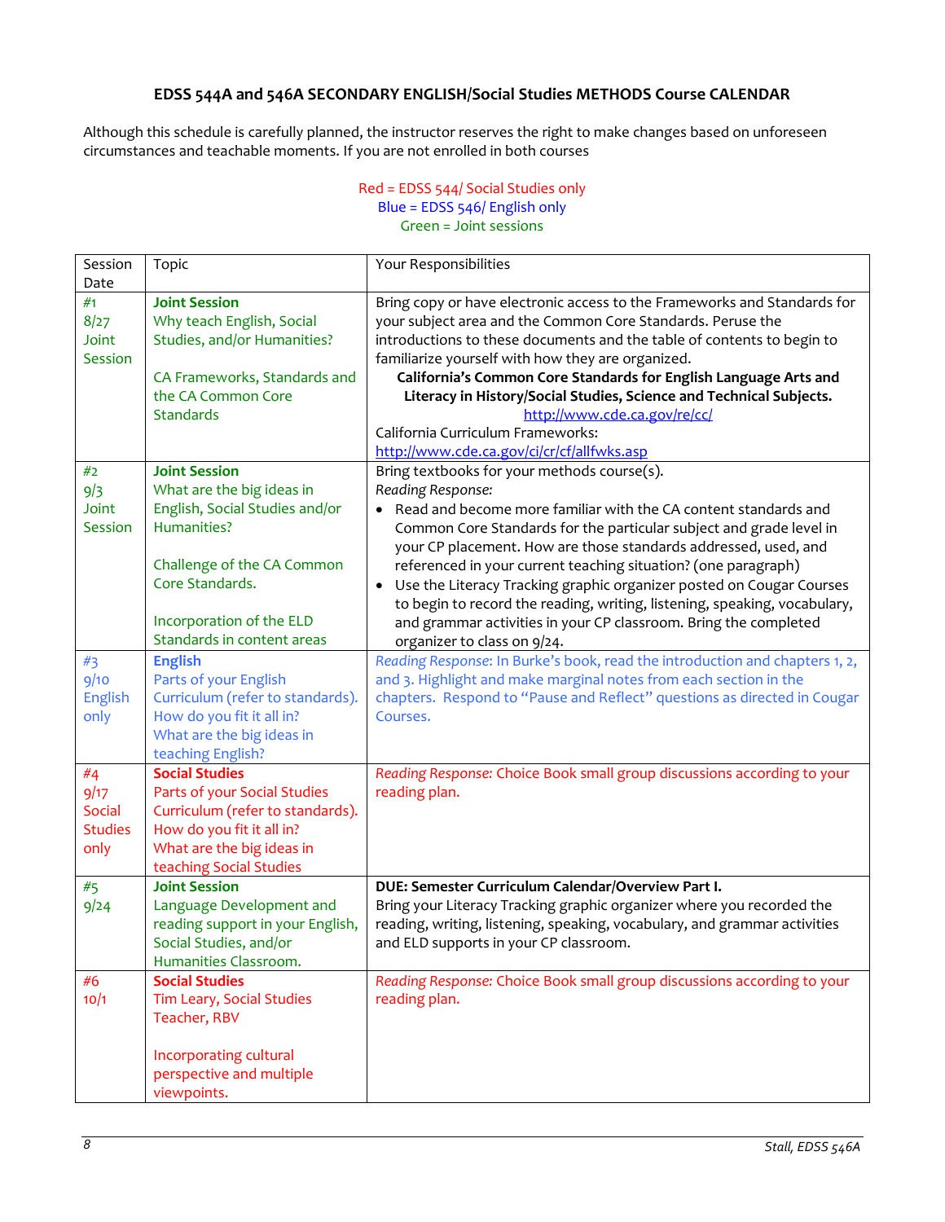### EDSS 544A and 546A SECONDARY ENGLISH/Social Studies METHODS Course CALENDAR

Although this schedule is carefully planned, the instructor reserves the right to make changes based on unforeseen circumstances and teachable moments. If you are not enrolled in both courses

Red = EDSS 544/ Social Studies only
Blue = EDSS 546/ English only
Green = Joint sessions

| Session Date | Topic | Your Responsibilities |
|---|---|---|
| #1<br>8/27<br>Joint Session | **Joint Session**<br>Why teach English, Social Studies, and/or Humanities?<br><br>CA Frameworks, Standards and the CA Common Core Standards | Bring copy or have electronic access to the Frameworks and Standards for your subject area and the Common Core Standards. Peruse the introductions to these documents and the table of contents to begin to familiarize yourself with how they are organized.<br>**California's Common Core Standards for English Language Arts and Literacy in History/Social Studies, Science and Technical Subjects.**<br>http://www.cde.ca.gov/re/cc/<br>California Curriculum Frameworks:<br>http://www.cde.ca.gov/ci/cr/cf/allfwks.asp |
| #2<br>9/3<br>Joint Session | **Joint Session**<br>What are the big ideas in English, Social Studies and/or Humanities?<br><br>Challenge of the CA Common Core Standards.<br><br>Incorporation of the ELD Standards in content areas | Bring textbooks for your methods course(s).<br>*Reading Response:*<br>• Read and become more familiar with the CA content standards and Common Core Standards for the particular subject and grade level in your CP placement. How are those standards addressed, used, and referenced in your current teaching situation? (one paragraph)<br>• Use the Literacy Tracking graphic organizer posted on Cougar Courses to begin to record the reading, writing, listening, speaking, vocabulary, and grammar activities in your CP classroom. Bring the completed organizer to class on 9/24. |
| #3<br>9/10<br>English only | **English**<br>Parts of your English Curriculum (refer to standards). How do you fit it all in?<br>What are the big ideas in teaching English? | *Reading Response:* In Burke's book, read the introduction and chapters 1, 2, and 3. Highlight and make marginal notes from each section in the chapters. Respond to "Pause and Reflect" questions as directed in Cougar Courses. |
| #4<br>9/17<br>Social Studies only | **Social Studies**<br>Parts of your Social Studies Curriculum (refer to standards). How do you fit it all in?<br>What are the big ideas in teaching Social Studies | *Reading Response:* Choice Book small group discussions according to your reading plan. |
| #5<br>9/24 | **Joint Session**<br>Language Development and reading support in your English, Social Studies, and/or Humanities Classroom. | **DUE: Semester Curriculum Calendar/Overview Part I.**<br>Bring your Literacy Tracking graphic organizer where you recorded the reading, writing, listening, speaking, vocabulary, and grammar activities and ELD supports in your CP classroom. |
| #6<br>10/1 | **Social Studies**<br>Tim Leary, Social Studies Teacher, RBV<br><br>Incorporating cultural perspective and multiple viewpoints. | *Reading Response:* Choice Book small group discussions according to your reading plan. |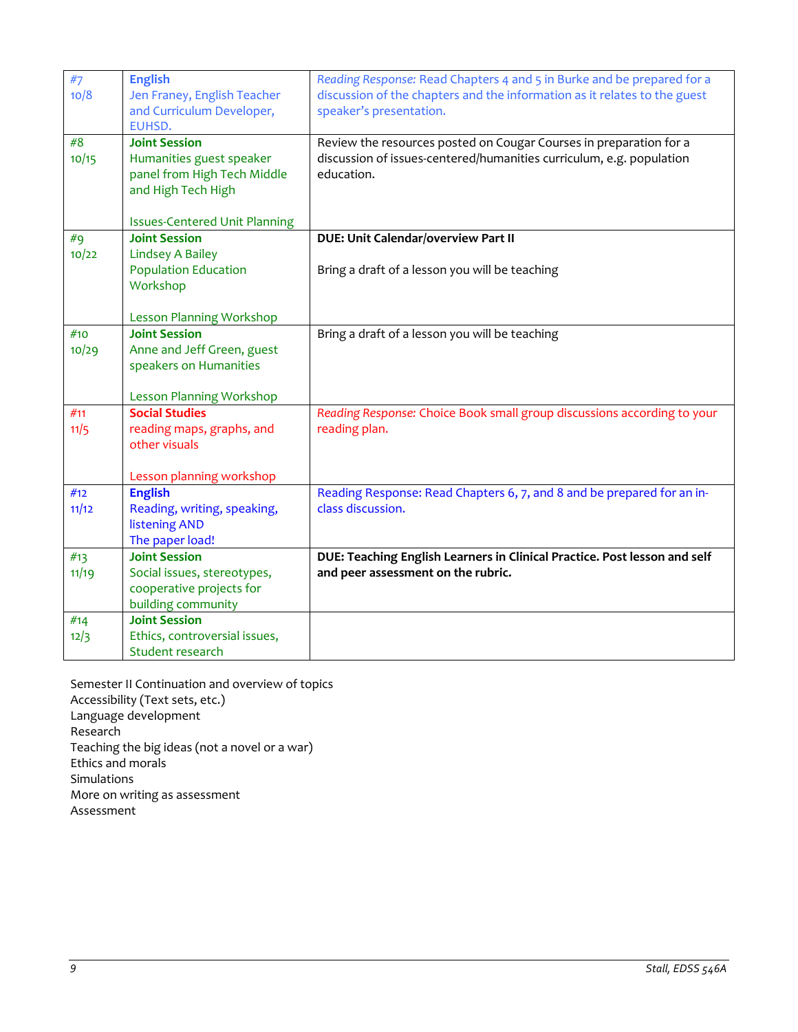| | | |
|---|---|---|
| #7<br>10/8 | **English**<br>Jen Franey, English Teacher and Curriculum Developer, EUHSD. | *Reading Response:* Read Chapters 4 and 5 in Burke and be prepared for a discussion of the chapters and the information as it relates to the guest speaker's presentation. |
| #8<br>10/15 | **Joint Session**<br>Humanities guest speaker panel from High Tech Middle and High Tech High<br><br>Issues-Centered Unit Planning | Review the resources posted on Cougar Courses in preparation for a discussion of issues-centered/humanities curriculum, e.g. population education. |
| #9<br>10/22 | **Joint Session**<br>Lindsey A Bailey<br>Population Education Workshop<br><br>Lesson Planning Workshop | **DUE: Unit Calendar/overview Part II**<br><br>Bring a draft of a lesson you will be teaching |
| #10<br>10/29 | **Joint Session**<br>Anne and Jeff Green, guest speakers on Humanities<br><br>Lesson Planning Workshop | Bring a draft of a lesson you will be teaching |
| #11<br>11/5 | **Social Studies**<br>reading maps, graphs, and other visuals<br><br>Lesson planning workshop | *Reading Response:* Choice Book small group discussions according to your reading plan. |
| #12<br>11/12 | **English**<br>Reading, writing, speaking, listening AND<br>The paper load! | Reading Response: Read Chapters 6, 7, and 8 and be prepared for an in-class discussion. |
| #13<br>11/19 | **Joint Session**<br>Social issues, stereotypes, cooperative projects for building community | **DUE: Teaching English Learners in Clinical Practice. Post lesson and self and peer assessment on the rubric.** |
| #14<br>12/3 | **Joint Session**<br>Ethics, controversial issues, Student research | |

Semester II Continuation and overview of topics
Accessibility (Text sets, etc.)
Language development
Research
Teaching the big ideas (not a novel or a war)
Ethics and morals
Simulations
More on writing as assessment
Assessment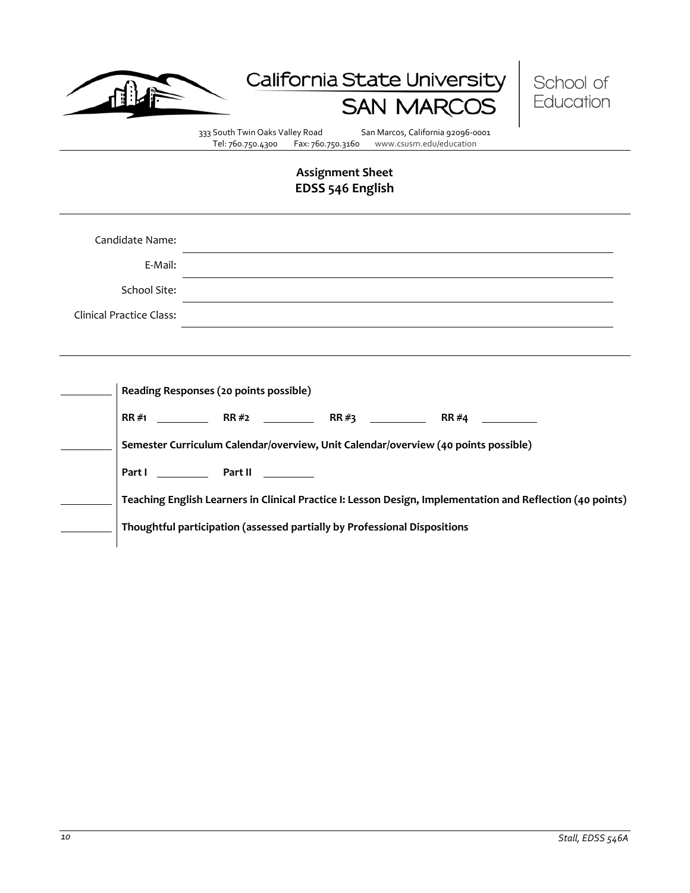California State University SAN MARCOS

School of Education

333 South Twin Oaks Valley Road San Marcos, California 92096-0001
Tel: 760.750.4300 Fax: 760.750.3160 www.csusm.edu/education

## Assignment Sheet
## EDSS 546 English

Candidate Name: ______________________________

E-Mail: ______________________________

School Site: ______________________________

Clinical Practice Class: ______________________________

________ **Reading Responses (20 points possible)**

**RR #1** ________ **RR #2** ________ **RR #3** ________ **RR #4** ________

________ **Semester Curriculum Calendar/overview, Unit Calendar/overview (40 points possible)**

**Part I** ________ **Part II** ________

________ **Teaching English Learners in Clinical Practice I: Lesson Design, Implementation and Reflection (40 points)**

________ **Thoughtful participation (assessed partially by Professional Dispositions**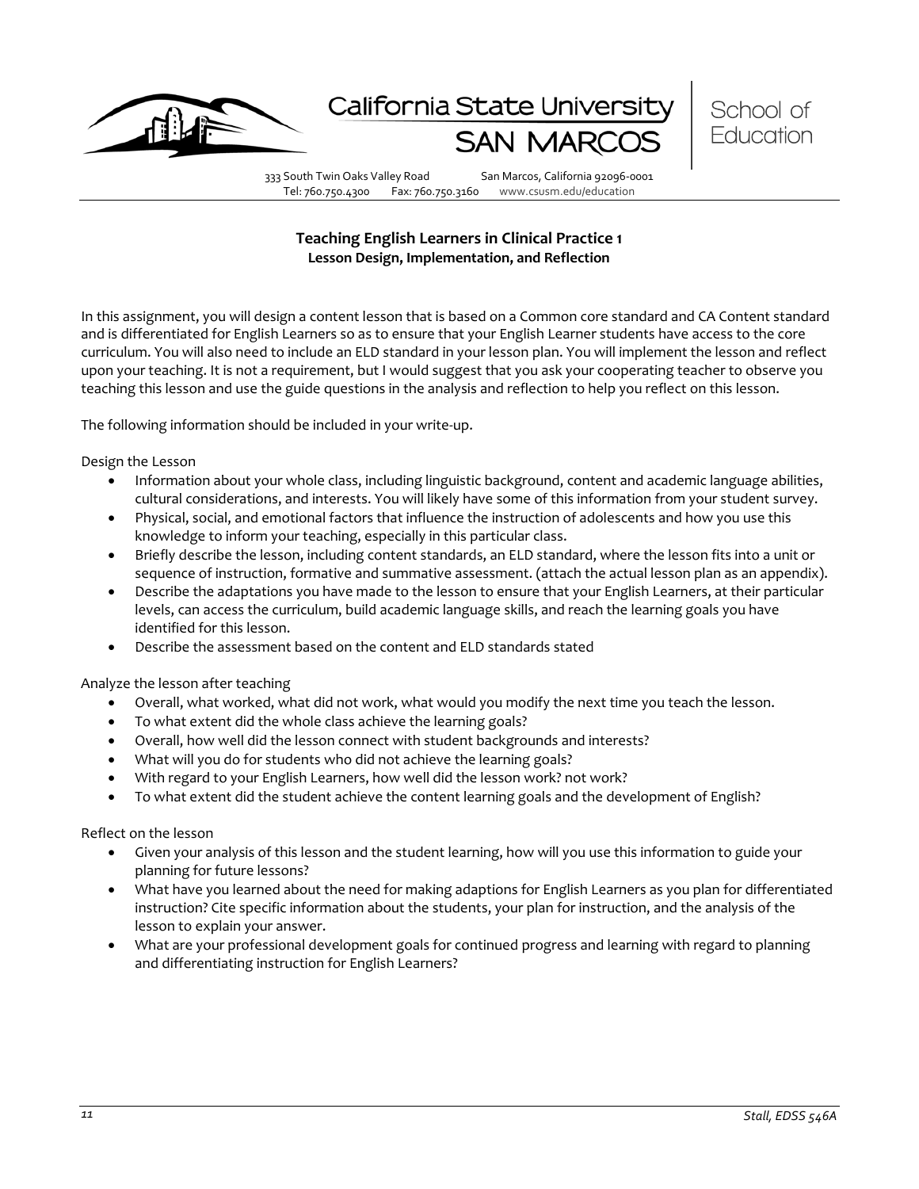California State University SAN MARCOS | School of Education

333 South Twin Oaks Valley Road San Marcos, California 92096-0001
Tel: 760.750.4300 Fax: 760.750.3160 www.csusm.edu/education

## Teaching English Learners in Clinical Practice 1
### Lesson Design, Implementation, and Reflection

In this assignment, you will design a content lesson that is based on a Common core standard and CA Content standard and is differentiated for English Learners so as to ensure that your English Learner students have access to the core curriculum. You will also need to include an ELD standard in your lesson plan. You will implement the lesson and reflect upon your teaching. It is not a requirement, but I would suggest that you ask your cooperating teacher to observe you teaching this lesson and use the guide questions in the analysis and reflection to help you reflect on this lesson.

The following information should be included in your write-up.

Design the Lesson

- Information about your whole class, including linguistic background, content and academic language abilities, cultural considerations, and interests. You will likely have some of this information from your student survey.
- Physical, social, and emotional factors that influence the instruction of adolescents and how you use this knowledge to inform your teaching, especially in this particular class.
- Briefly describe the lesson, including content standards, an ELD standard, where the lesson fits into a unit or sequence of instruction, formative and summative assessment. (attach the actual lesson plan as an appendix).
- Describe the adaptations you have made to the lesson to ensure that your English Learners, at their particular levels, can access the curriculum, build academic language skills, and reach the learning goals you have identified for this lesson.
- Describe the assessment based on the content and ELD standards stated

Analyze the lesson after teaching

- Overall, what worked, what did not work, what would you modify the next time you teach the lesson.
- To what extent did the whole class achieve the learning goals?
- Overall, how well did the lesson connect with student backgrounds and interests?
- What will you do for students who did not achieve the learning goals?
- With regard to your English Learners, how well did the lesson work? not work?
- To what extent did the student achieve the content learning goals and the development of English?

Reflect on the lesson

- Given your analysis of this lesson and the student learning, how will you use this information to guide your planning for future lessons?
- What have you learned about the need for making adaptions for English Learners as you plan for differentiated instruction? Cite specific information about the students, your plan for instruction, and the analysis of the lesson to explain your answer.
- What are your professional development goals for continued progress and learning with regard to planning and differentiating instruction for English Learners?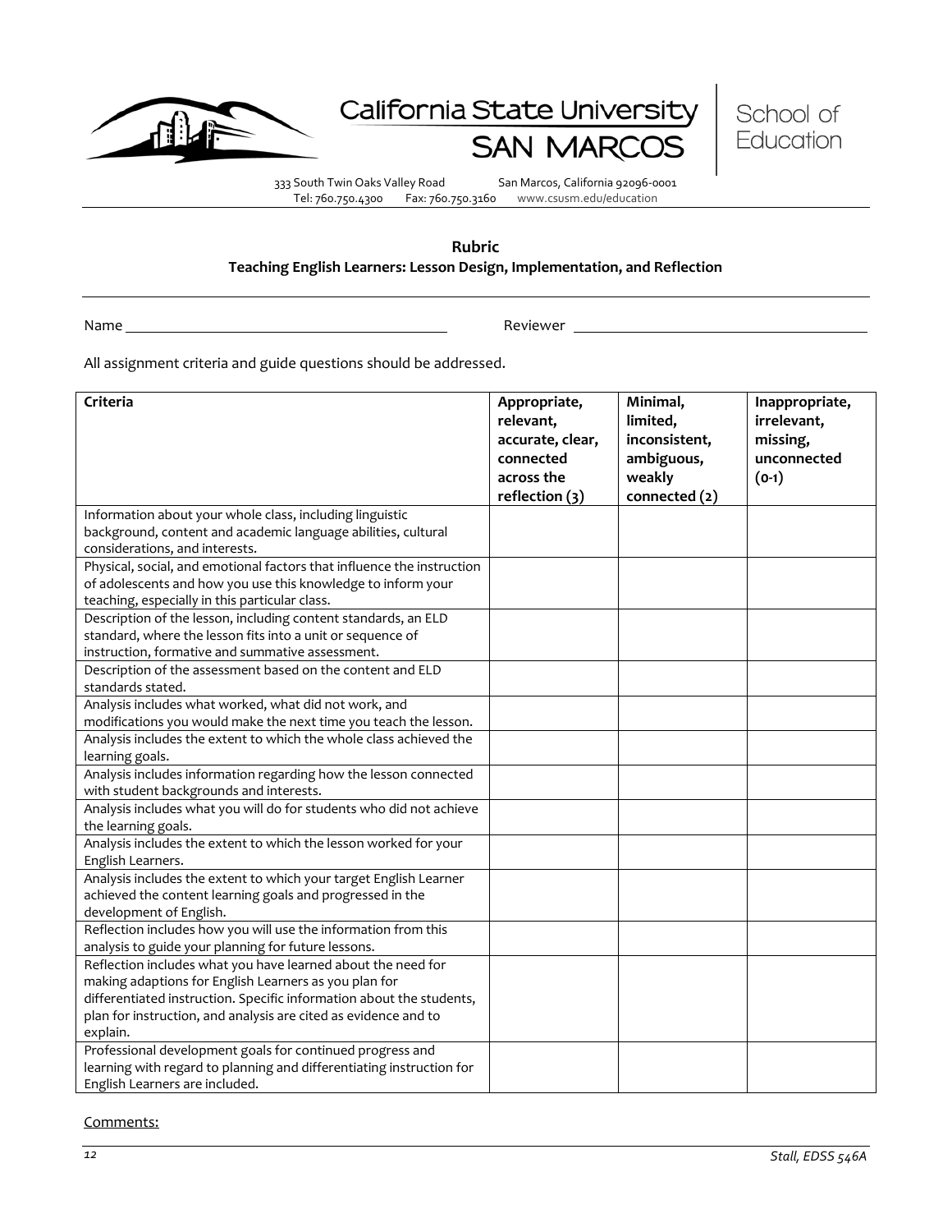California State University SAN MARCOS | School of Education

333 South Twin Oaks Valley Road San Marcos, California 92096-0001
Tel: 760.750.4300 Fax: 760.750.3160 www.csusm.edu/education

**Rubric**

**Teaching English Learners: Lesson Design, Implementation, and Reflection**

Name ______________________________ Reviewer ______________________________

All assignment criteria and guide questions should be addressed.

| **Criteria** | **Appropriate, relevant, accurate, clear, connected across the reflection (3)** | **Minimal, limited, inconsistent, ambiguous, weakly connected (2)** | **Inappropriate, irrelevant, missing, unconnected (0-1)** |
|---|---|---|---|
| Information about your whole class, including linguistic background, content and academic language abilities, cultural considerations, and interests. | | | |
| Physical, social, and emotional factors that influence the instruction of adolescents and how you use this knowledge to inform your teaching, especially in this particular class. | | | |
| Description of the lesson, including content standards, an ELD standard, where the lesson fits into a unit or sequence of instruction, formative and summative assessment. | | | |
| Description of the assessment based on the content and ELD standards stated. | | | |
| Analysis includes what worked, what did not work, and modifications you would make the next time you teach the lesson. | | | |
| Analysis includes the extent to which the whole class achieved the learning goals. | | | |
| Analysis includes information regarding how the lesson connected with student backgrounds and interests. | | | |
| Analysis includes what you will do for students who did not achieve the learning goals. | | | |
| Analysis includes the extent to which the lesson worked for your English Learners. | | | |
| Analysis includes the extent to which your target English Learner achieved the content learning goals and progressed in the development of English. | | | |
| Reflection includes how you will use the information from this analysis to guide your planning for future lessons. | | | |
| Reflection includes what you have learned about the need for making adaptions for English Learners as you plan for differentiated instruction. Specific information about the students, plan for instruction, and analysis are cited as evidence and to explain. | | | |
| Professional development goals for continued progress and learning with regard to planning and differentiating instruction for English Learners are included. | | | |

Comments: